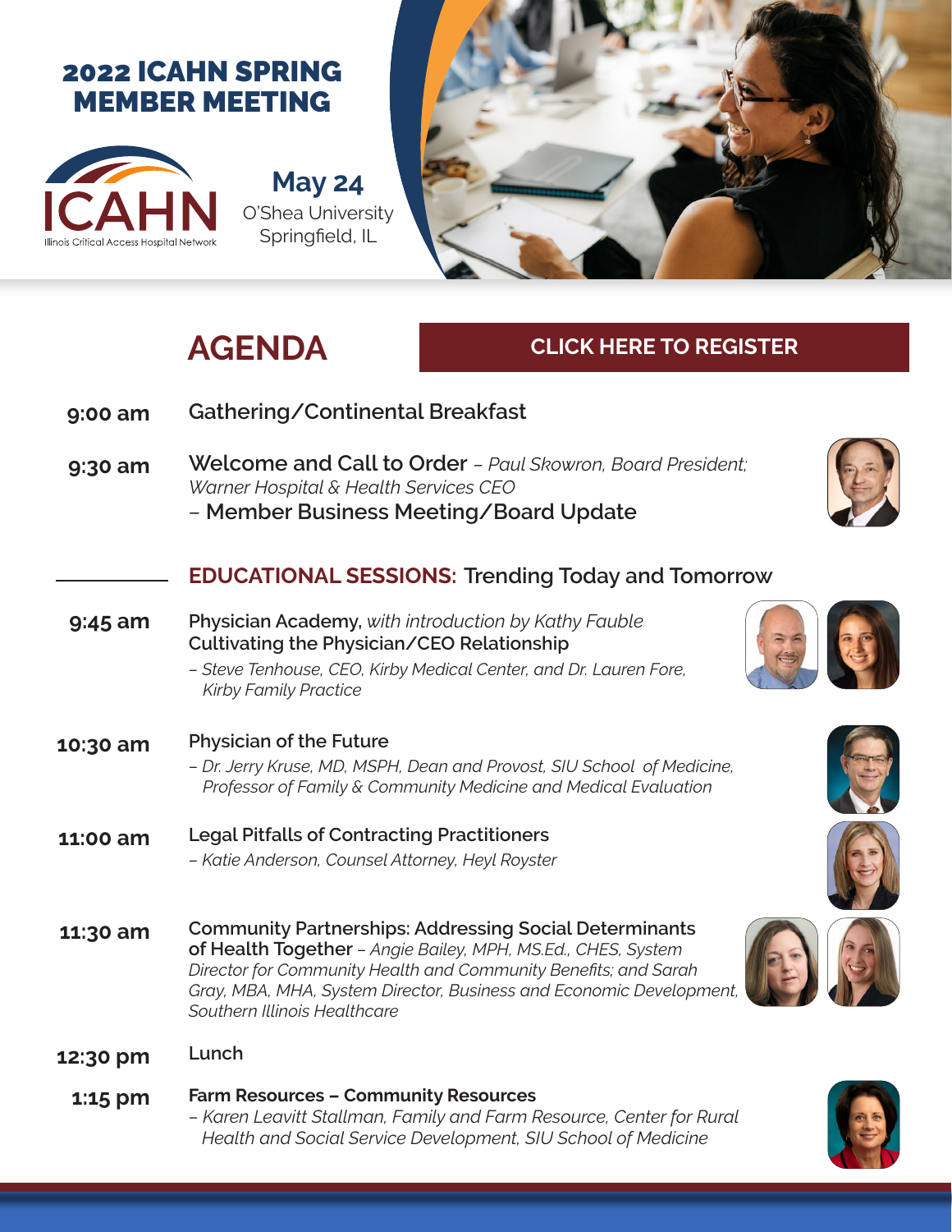# 2022 ICAHN SPRING MEMBER MEETING

ICAHN
Illinois Critical Access Hospital Network

**May 24**
O'Shea University
Springfield, IL

## AGENDA

**CLICK HERE TO REGISTER**

**9:00 am** Gathering/Continental Breakfast

**9:30 am** Welcome and Call to Order – *Paul Skowron, Board President; Warner Hospital & Health Services CEO*
– Member Business Meeting/Board Update

### EDUCATIONAL SESSIONS: Trending Today and Tomorrow

**9:45 am** Physician Academy, *with introduction by Kathy Fauble*
Cultivating the Physician/CEO Relationship
*– Steve Tenhouse, CEO, Kirby Medical Center, and Dr. Lauren Fore, Kirby Family Practice*

**10:30 am** Physician of the Future
*– Dr. Jerry Kruse, MD, MSPH, Dean and Provost, SIU School of Medicine, Professor of Family & Community Medicine and Medical Evaluation*

**11:00 am** Legal Pitfalls of Contracting Practitioners
*– Katie Anderson, Counsel Attorney, Heyl Royster*

**11:30 am** Community Partnerships: Addressing Social Determinants of Health Together – *Angie Bailey, MPH, MS.Ed., CHES, System Director for Community Health and Community Benefits; and Sarah Gray, MBA, MHA, System Director, Business and Economic Development, Southern Illinois Healthcare*

**12:30 pm** Lunch

**1:15 pm** **Farm Resources – Community Resources**
*– Karen Leavitt Stallman, Family and Farm Resource, Center for Rural Health and Social Service Development, SIU School of Medicine*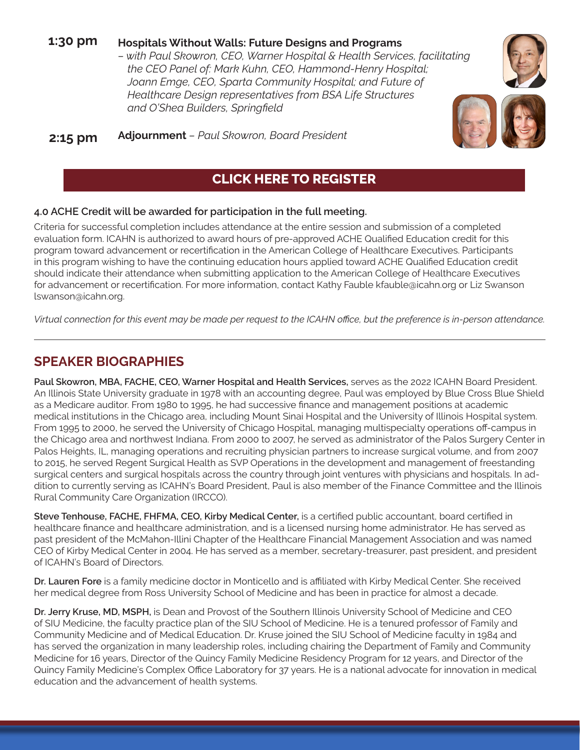**1:30 pm** **Hospitals Without Walls: Future Designs and Programs**
*– with Paul Skowron, CEO, Warner Hospital & Health Services, facilitating the CEO Panel of: Mark Kuhn, CEO, Hammond-Henry Hospital; Joann Emge, CEO, Sparta Community Hospital; and Future of Healthcare Design representatives from BSA Life Structures and O'Shea Builders, Springfield*

**2:15 pm** **Adjournment** – *Paul Skowron, Board President*

**CLICK HERE TO REGISTER**

**4.0 ACHE Credit will be awarded for participation in the full meeting.**

Criteria for successful completion includes attendance at the entire session and submission of a completed evaluation form. ICAHN is authorized to award hours of pre-approved ACHE Qualified Education credit for this program toward advancement or recertification in the American College of Healthcare Executives. Participants in this program wishing to have the continuing education hours applied toward ACHE Qualified Education credit should indicate their attendance when submitting application to the American College of Healthcare Executives for advancement or recertification. For more information, contact Kathy Fauble kfauble@icahn.org or Liz Swanson lswanson@icahn.org.

*Virtual connection for this event may be made per request to the ICAHN office, but the preference is in-person attendance.*

---

## SPEAKER BIOGRAPHIES

**Paul Skowron, MBA, FACHE, CEO, Warner Hospital and Health Services,** serves as the 2022 ICAHN Board President. An Illinois State University graduate in 1978 with an accounting degree, Paul was employed by Blue Cross Blue Shield as a Medicare auditor. From 1980 to 1995, he had successive finance and management positions at academic medical institutions in the Chicago area, including Mount Sinai Hospital and the University of Illinois Hospital system. From 1995 to 2000, he served the University of Chicago Hospital, managing multispecialty operations off-campus in the Chicago area and northwest Indiana. From 2000 to 2007, he served as administrator of the Palos Surgery Center in Palos Heights, IL, managing operations and recruiting physician partners to increase surgical volume, and from 2007 to 2015, he served Regent Surgical Health as SVP Operations in the development and management of freestanding surgical centers and surgical hospitals across the country through joint ventures with physicians and hospitals. In addition to currently serving as ICAHN's Board President, Paul is also member of the Finance Committee and the Illinois Rural Community Care Organization (IRCCO).

**Steve Tenhouse, FACHE, FHFMA, CEO, Kirby Medical Center,** is a certified public accountant, board certified in healthcare finance and healthcare administration, and is a licensed nursing home administrator. He has served as past president of the McMahon-Illini Chapter of the Healthcare Financial Management Association and was named CEO of Kirby Medical Center in 2004. He has served as a member, secretary-treasurer, past president, and president of ICAHN's Board of Directors.

**Dr. Lauren Fore** is a family medicine doctor in Monticello and is affiliated with Kirby Medical Center. She received her medical degree from Ross University School of Medicine and has been in practice for almost a decade.

**Dr. Jerry Kruse, MD, MSPH,** is Dean and Provost of the Southern Illinois University School of Medicine and CEO of SIU Medicine, the faculty practice plan of the SIU School of Medicine. He is a tenured professor of Family and Community Medicine and of Medical Education. Dr. Kruse joined the SIU School of Medicine faculty in 1984 and has served the organization in many leadership roles, including chairing the Department of Family and Community Medicine for 16 years, Director of the Quincy Family Medicine Residency Program for 12 years, and Director of the Quincy Family Medicine's Complex Office Laboratory for 37 years. He is a national advocate for innovation in medical education and the advancement of health systems.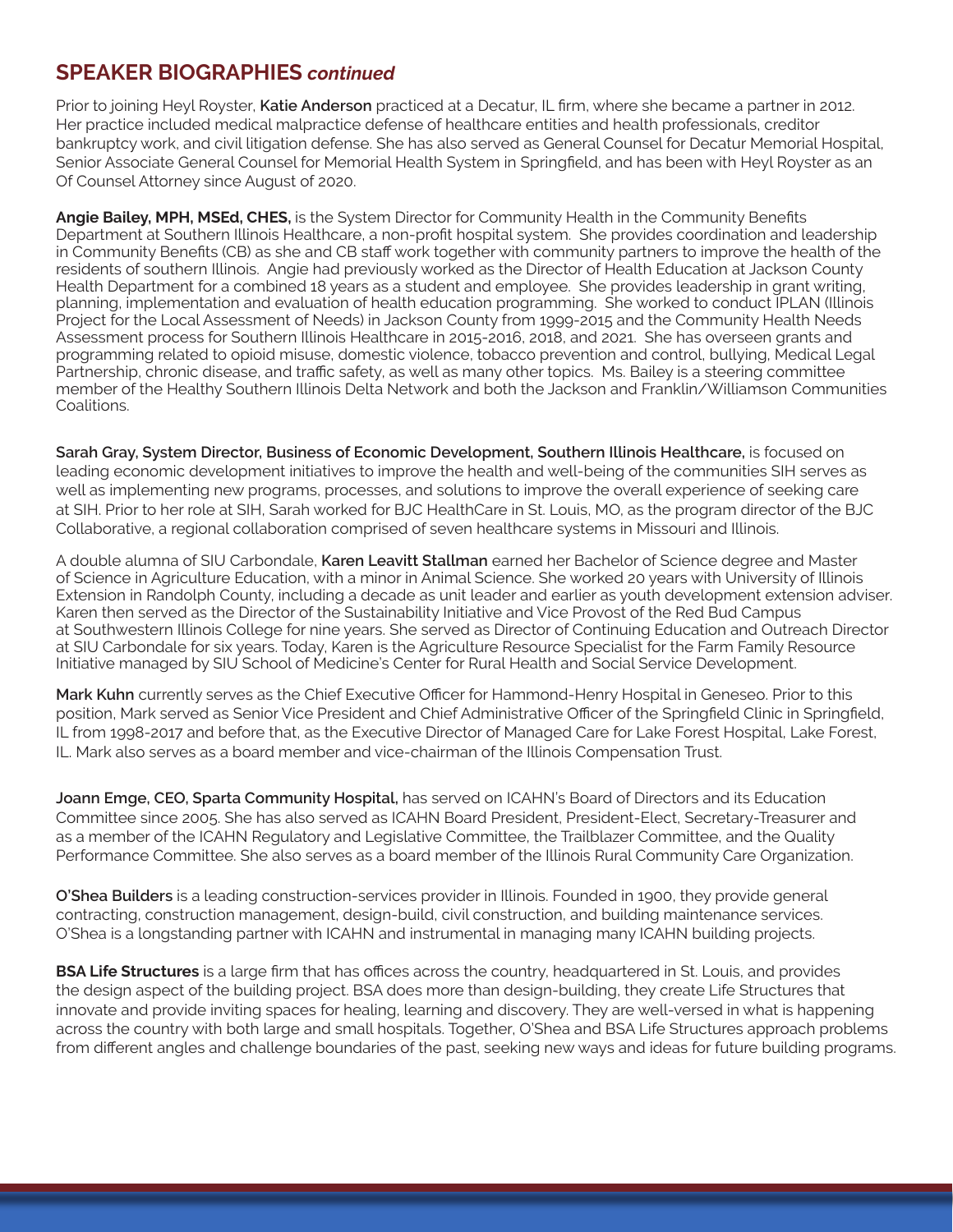## SPEAKER BIOGRAPHIES *continued*

Prior to joining Heyl Royster, **Katie Anderson** practiced at a Decatur, IL firm, where she became a partner in 2012. Her practice included medical malpractice defense of healthcare entities and health professionals, creditor bankruptcy work, and civil litigation defense. She has also served as General Counsel for Decatur Memorial Hospital, Senior Associate General Counsel for Memorial Health System in Springfield, and has been with Heyl Royster as an Of Counsel Attorney since August of 2020.

**Angie Bailey, MPH, MSEd, CHES,** is the System Director for Community Health in the Community Benefits Department at Southern Illinois Healthcare, a non-profit hospital system. She provides coordination and leadership in Community Benefits (CB) as she and CB staff work together with community partners to improve the health of the residents of southern Illinois. Angie had previously worked as the Director of Health Education at Jackson County Health Department for a combined 18 years as a student and employee. She provides leadership in grant writing, planning, implementation and evaluation of health education programming. She worked to conduct IPLAN (Illinois Project for the Local Assessment of Needs) in Jackson County from 1999-2015 and the Community Health Needs Assessment process for Southern Illinois Healthcare in 2015-2016, 2018, and 2021. She has overseen grants and programming related to opioid misuse, domestic violence, tobacco prevention and control, bullying, Medical Legal Partnership, chronic disease, and traffic safety, as well as many other topics. Ms. Bailey is a steering committee member of the Healthy Southern Illinois Delta Network and both the Jackson and Franklin/Williamson Communities Coalitions.

**Sarah Gray, System Director, Business of Economic Development, Southern Illinois Healthcare,** is focused on leading economic development initiatives to improve the health and well-being of the communities SIH serves as well as implementing new programs, processes, and solutions to improve the overall experience of seeking care at SIH. Prior to her role at SIH, Sarah worked for BJC HealthCare in St. Louis, MO, as the program director of the BJC Collaborative, a regional collaboration comprised of seven healthcare systems in Missouri and Illinois.

A double alumna of SIU Carbondale, **Karen Leavitt Stallman** earned her Bachelor of Science degree and Master of Science in Agriculture Education, with a minor in Animal Science. She worked 20 years with University of Illinois Extension in Randolph County, including a decade as unit leader and earlier as youth development extension adviser. Karen then served as the Director of the Sustainability Initiative and Vice Provost of the Red Bud Campus at Southwestern Illinois College for nine years. She served as Director of Continuing Education and Outreach Director at SIU Carbondale for six years. Today, Karen is the Agriculture Resource Specialist for the Farm Family Resource Initiative managed by SIU School of Medicine's Center for Rural Health and Social Service Development.

**Mark Kuhn** currently serves as the Chief Executive Officer for Hammond-Henry Hospital in Geneseo. Prior to this position, Mark served as Senior Vice President and Chief Administrative Officer of the Springfield Clinic in Springfield, IL from 1998-2017 and before that, as the Executive Director of Managed Care for Lake Forest Hospital, Lake Forest, IL. Mark also serves as a board member and vice-chairman of the Illinois Compensation Trust.

**Joann Emge, CEO, Sparta Community Hospital,** has served on ICAHN's Board of Directors and its Education Committee since 2005. She has also served as ICAHN Board President, President-Elect, Secretary-Treasurer and as a member of the ICAHN Regulatory and Legislative Committee, the Trailblazer Committee, and the Quality Performance Committee. She also serves as a board member of the Illinois Rural Community Care Organization.

**O'Shea Builders** is a leading construction-services provider in Illinois. Founded in 1900, they provide general contracting, construction management, design-build, civil construction, and building maintenance services. O'Shea is a longstanding partner with ICAHN and instrumental in managing many ICAHN building projects.

**BSA Life Structures** is a large firm that has offices across the country, headquartered in St. Louis, and provides the design aspect of the building project. BSA does more than design-building, they create Life Structures that innovate and provide inviting spaces for healing, learning and discovery. They are well-versed in what is happening across the country with both large and small hospitals. Together, O'Shea and BSA Life Structures approach problems from different angles and challenge boundaries of the past, seeking new ways and ideas for future building programs.